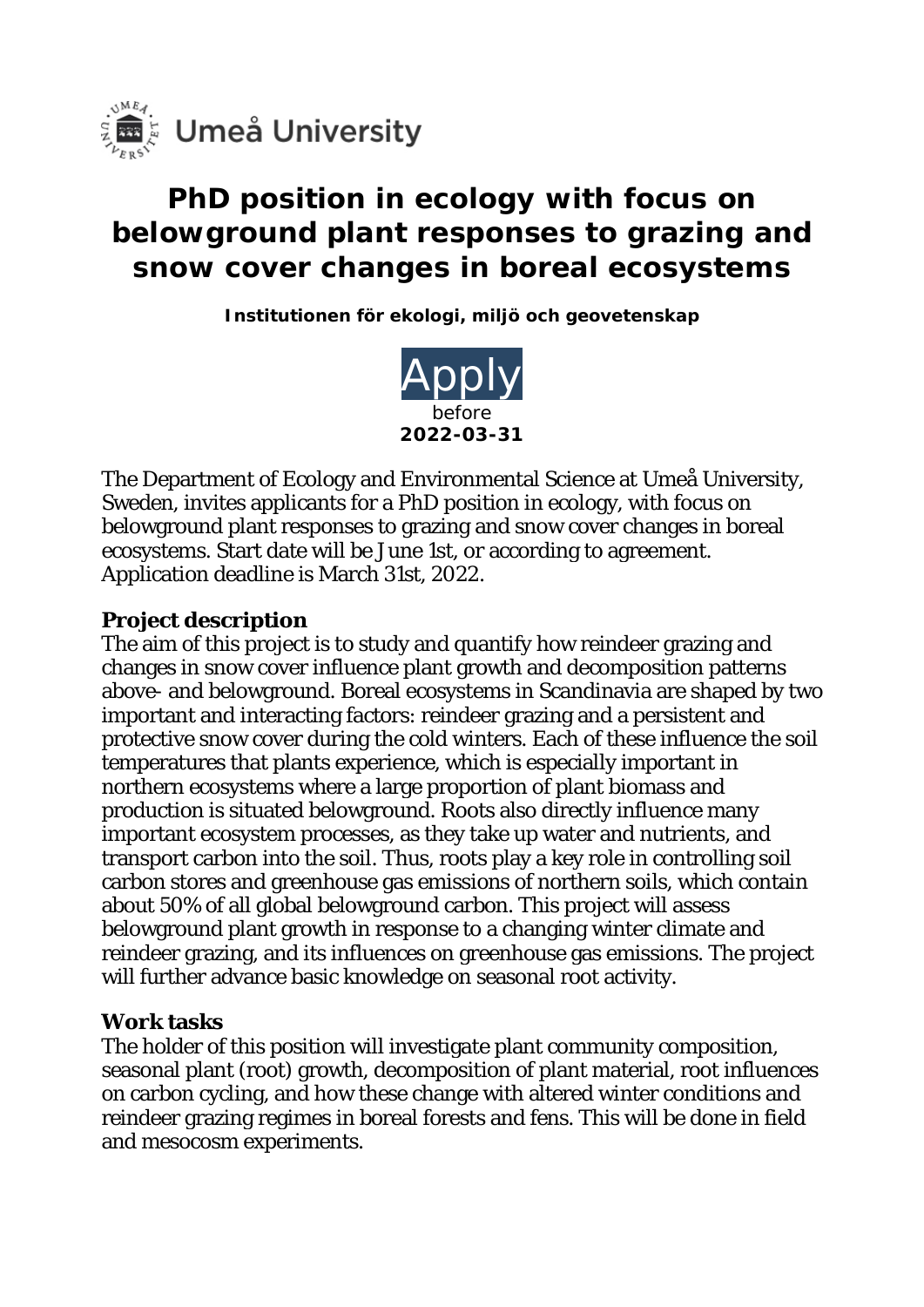Umeå University

# PhD position in ecology with focus on belowground plant responses to grazing and snow cover changes in boreal ecosystems

**Institutionen för ekologi, miljö och geovetenskap**

Apply
before
**2022-03-31**

The Department of Ecology and Environmental Science at Umeå University, Sweden, invites applicants for a PhD position in ecology, with focus on belowground plant responses to grazing and snow cover changes in boreal ecosystems. Start date will be June 1st, or according to agreement. Application deadline is March 31st, 2022.

## Project description

The aim of this project is to study and quantify how reindeer grazing and changes in snow cover influence plant growth and decomposition patterns above- and belowground. Boreal ecosystems in Scandinavia are shaped by two important and interacting factors: reindeer grazing and a persistent and protective snow cover during the cold winters. Each of these influence the soil temperatures that plants experience, which is especially important in northern ecosystems where a large proportion of plant biomass and production is situated belowground. Roots also directly influence many important ecosystem processes, as they take up water and nutrients, and transport carbon into the soil. Thus, roots play a key role in controlling soil carbon stores and greenhouse gas emissions of northern soils, which contain about 50% of all global belowground carbon. This project will assess belowground plant growth in response to a changing winter climate and reindeer grazing, and its influences on greenhouse gas emissions. The project will further advance basic knowledge on seasonal root activity.

## Work tasks

The holder of this position will investigate plant community composition, seasonal plant (root) growth, decomposition of plant material, root influences on carbon cycling, and how these change with altered winter conditions and reindeer grazing regimes in boreal forests and fens. This will be done in field and mesocosm experiments.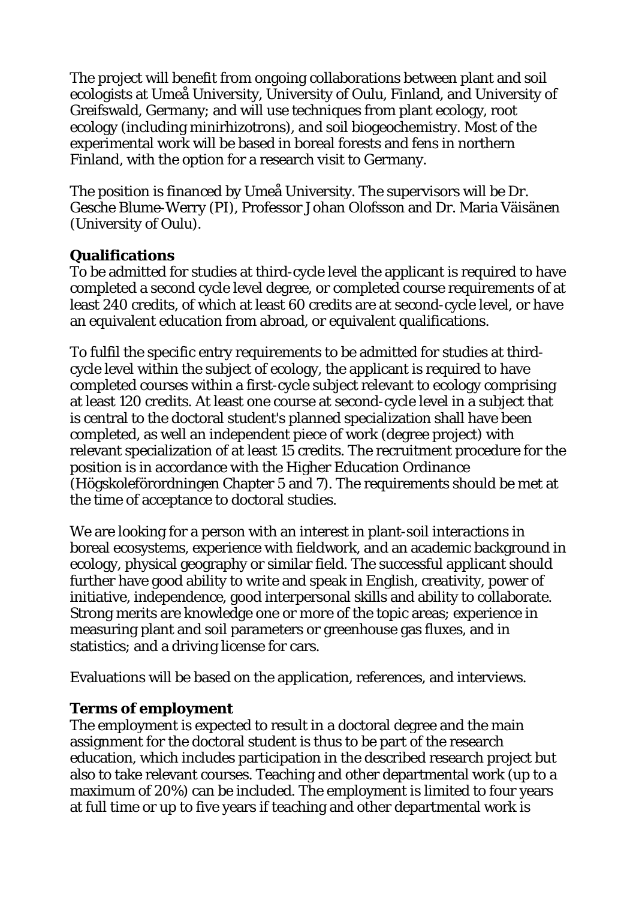The project will benefit from ongoing collaborations between plant and soil ecologists at Umeå University, University of Oulu, Finland, and University of Greifswald, Germany; and will use techniques from plant ecology, root ecology (including minirhizotrons), and soil biogeochemistry. Most of the experimental work will be based in boreal forests and fens in northern Finland, with the option for a research visit to Germany.

The position is financed by Umeå University. The supervisors will be Dr. Gesche Blume-Werry (PI), Professor Johan Olofsson and Dr. Maria Väisänen (University of Oulu).

**Qualifications**

To be admitted for studies at third-cycle level the applicant is required to have completed a second cycle level degree, or completed course requirements of at least 240 credits, of which at least 60 credits are at second-cycle level, or have an equivalent education from abroad, or equivalent qualifications.

To fulfil the specific entry requirements to be admitted for studies at third-cycle level within the subject of ecology, the applicant is required to have completed courses within a first-cycle subject relevant to ecology comprising at least 120 credits. At least one course at second-cycle level in a subject that is central to the doctoral student's planned specialization shall have been completed, as well an independent piece of work (degree project) with relevant specialization of at least 15 credits. The recruitment procedure for the position is in accordance with the Higher Education Ordinance (Högskoleförordningen Chapter 5 and 7). The requirements should be met at the time of acceptance to doctoral studies.

We are looking for a person with an interest in plant-soil interactions in boreal ecosystems, experience with fieldwork, and an academic background in ecology, physical geography or similar field. The successful applicant should further have good ability to write and speak in English, creativity, power of initiative, independence, good interpersonal skills and ability to collaborate. Strong merits are knowledge one or more of the topic areas; experience in measuring plant and soil parameters or greenhouse gas fluxes, and in statistics; and a driving license for cars.

Evaluations will be based on the application, references, and interviews.

**Terms of employment**

The employment is expected to result in a doctoral degree and the main assignment for the doctoral student is thus to be part of the research education, which includes participation in the described research project but also to take relevant courses. Teaching and other departmental work (up to a maximum of 20%) can be included. The employment is limited to four years at full time or up to five years if teaching and other departmental work is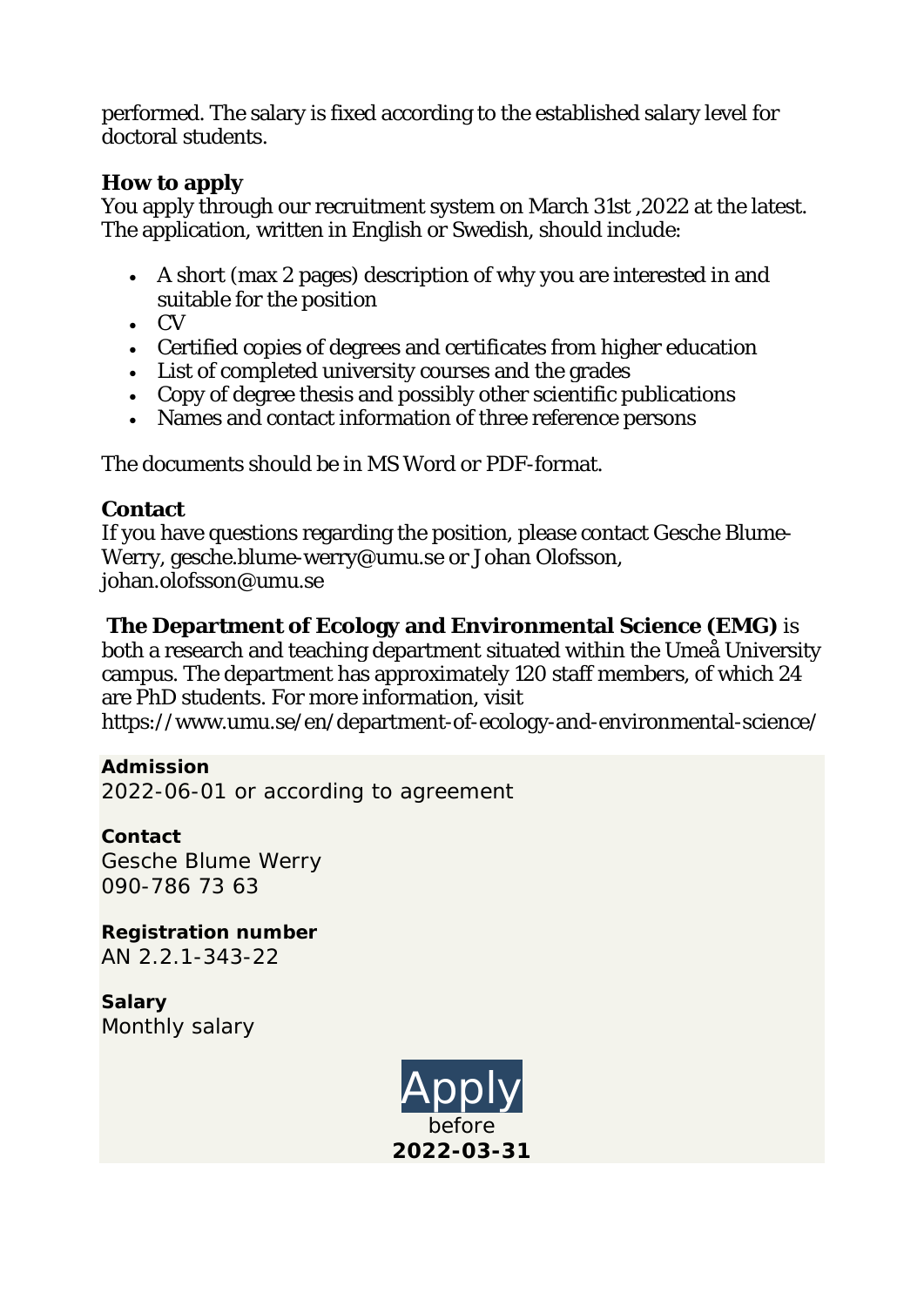performed. The salary is fixed according to the established salary level for doctoral students.

### How to apply

You apply through our recruitment system on March 31st ,2022 at the latest. The application, written in English or Swedish, should include:

- A short (max 2 pages) description of why you are interested in and suitable for the position
- CV
- Certified copies of degrees and certificates from higher education
- List of completed university courses and the grades
- Copy of degree thesis and possibly other scientific publications
- Names and contact information of three reference persons

The documents should be in MS Word or PDF-format.

### Contact

If you have questions regarding the position, please contact Gesche Blume-Werry, gesche.blume-werry@umu.se or Johan Olofsson, johan.olofsson@umu.se

**The Department of Ecology and Environmental Science (EMG)** is both a research and teaching department situated within the Umeå University campus. The department has approximately 120 staff members, of which 24 are PhD students. For more information, visit https://www.umu.se/en/department-of-ecology-and-environmental-science/

**Admission**
2022-06-01 or according to agreement

**Contact**
Gesche Blume Werry
090-786 73 63

**Registration number**
AN 2.2.1-343-22

**Salary**
Monthly salary

Apply
before
**2022-03-31**